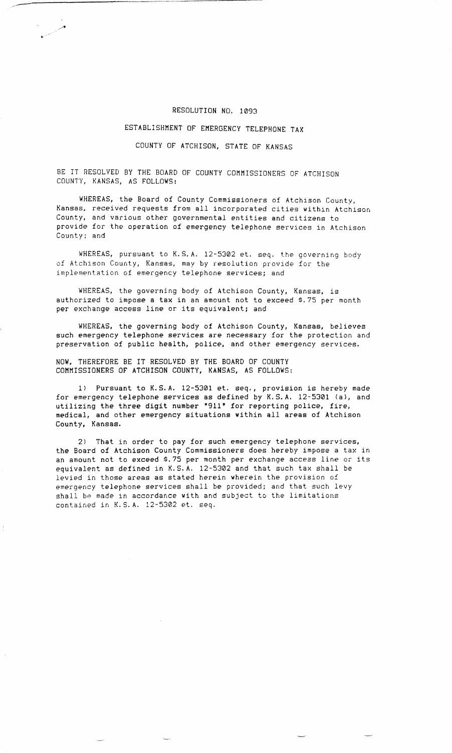# RESOLUTION NO. 1093

## ESTABLISHMENT OF EMERGENCY TELEPHONE TAX

## COUNTY OF ATCHISON, STATE OF KANSAS

BE IT RESOLVED BY THE BOARD OF COUNTY COMMISSIONERS OF ATCHISON COUNTY, KANSAS, AS FOLLOWS:

WHEREAS, the Board of County Commissioners of Atchison County, Kansas, received requests from all incorporated cities within Atchison County, and various other governmental entities and citizens to provide for the operation of emergency telephone services in Atchison County; and

WHEREAS, pursuant to K.S.A. 12-5302 et. seq. the governing body of Atchison County, Kansas, may by resolution provide for the implementation of emergency telephone services; and

WHEREAS, the governing body of Atchison County, Kansas, is authorized to impose a tax in an amount not to exceed $.75 per month per exchange access line or its equivalent; and

WHEREAS, the governing body of Atchison County, Kansas, believes such emergency telephone services are necessary for the protection and preservation of public health, police, and other emergency services.

NOW, THEREFORE BE IT RESOLVED BY THE BOARD OF COUNTY COMMISSIONERS OF ATCHISON COUNTY, KANSAS, AS FOLLOWS:

1) Pursuant to K.S.A. 12-5301 et. seq., provision is hereby made for emergency telephone services as defined by K.S.A. 12-5301 (a), and utilizing the three digit number "911" for reporting police, fire, medical, and other emergency situations within all areas of Atchison County, Kansas.

2) That in order to pay for such emergency telephone services, the Board of Atchison County Commissioners does hereby impose a tax in an amount not to exceed $.75 per month per exchange access line or its equivalent as defined in K.S.A. 12-5302 and that such tax shall be levied in those areas as stated herein wherein the provision of emergency telephone services shall be provided; and that such levy shall be made in accordance with and subject to the limitations contained in K.S.A. 12-5302 et. seq.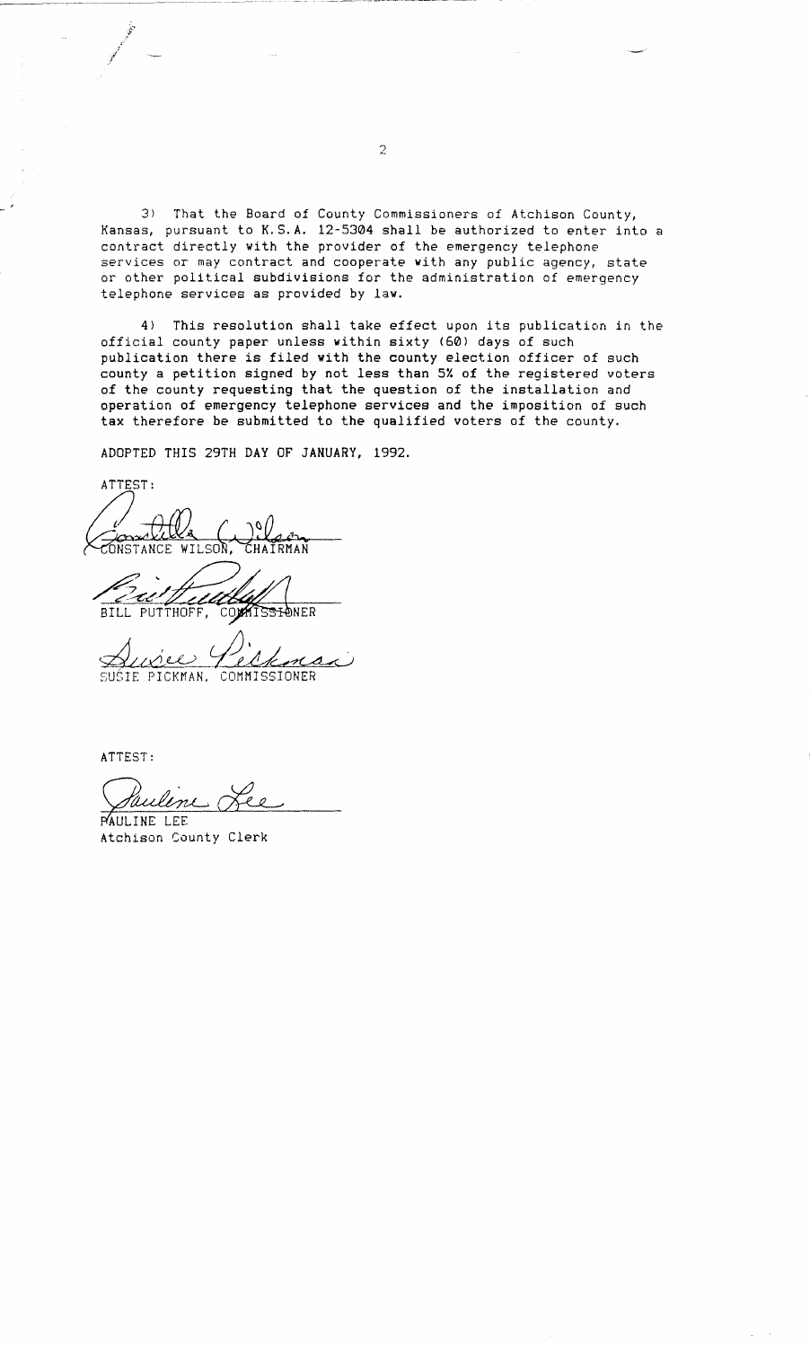3) That the Board of County Commissioners of Atchison County, Kansas, pursuant to K.S.A. 12-5304 shall be authorized to enter into a contract directly with the provider of the emergency telephone services or may contract and cooperate with any public agency, state or other political subdivisions for the administration of emergency telephone services as provided by law.

4) This resolution shall take effect upon its publication in the official county paper unless within sixty (60) days of such publication there is filed with the county election officer of such county a petition signed by not less than 5% of the registered voters of the county requesting that the question of the installation and operation of emergency telephone services and the imposition of such tax therefore be submitted to the qualified voters of the county.

ADOPTED THIS 29TH DAY OF JANUARY, 1992.

ATTEST:

CONSTANCE WILSON, CHAIRMAN

BILL PUTTHOFF, COMMISSIONER

SUSIE PICKMAN, COMMISSIONER

ATTEST:

PAULINE LEE
Atchison County Clerk